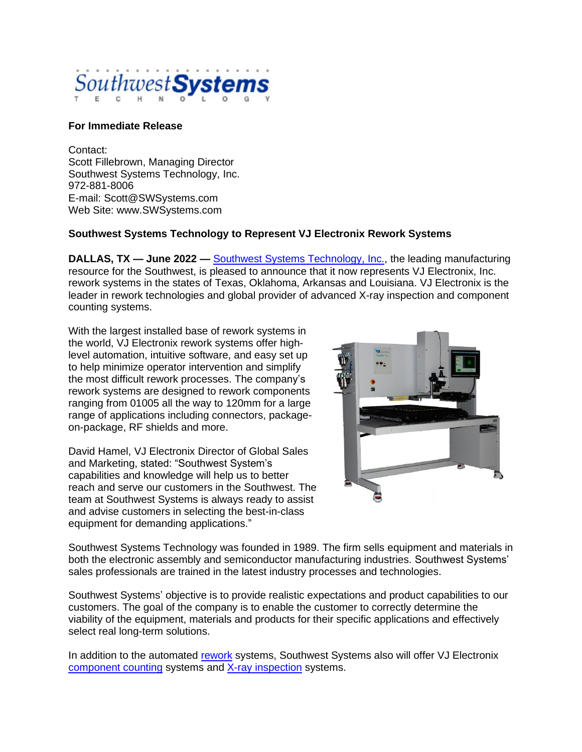Southwest Systems
TECHNOLOGY

**For Immediate Release**

Contact:
Scott Fillebrown, Managing Director
Southwest Systems Technology, Inc.
972-881-8006
E-mail: Scott@SWSystems.com
Web Site: www.SWSystems.com

**Southwest Systems Technology to Represent VJ Electronix Rework Systems**

**DALLAS, TX — June 2022 —** Southwest Systems Technology, Inc., the leading manufacturing resource for the Southwest, is pleased to announce that it now represents VJ Electronix, Inc. rework systems in the states of Texas, Oklahoma, Arkansas and Louisiana. VJ Electronix is the leader in rework technologies and global provider of advanced X-ray inspection and component counting systems.

With the largest installed base of rework systems in the world, VJ Electronix rework systems offer high-level automation, intuitive software, and easy set up to help minimize operator intervention and simplify the most difficult rework processes. The company's rework systems are designed to rework components ranging from 01005 all the way to 120mm for a large range of applications including connectors, package-on-package, RF shields and more.

David Hamel, VJ Electronix Director of Global Sales and Marketing, stated: "Southwest System's capabilities and knowledge will help us to better reach and serve our customers in the Southwest. The team at Southwest Systems is always ready to assist and advise customers in selecting the best-in-class equipment for demanding applications."

Southwest Systems Technology was founded in 1989. The firm sells equipment and materials in both the electronic assembly and semiconductor manufacturing industries. Southwest Systems' sales professionals are trained in the latest industry processes and technologies.

Southwest Systems' objective is to provide realistic expectations and product capabilities to our customers. The goal of the company is to enable the customer to correctly determine the viability of the equipment, materials and products for their specific applications and effectively select real long-term solutions.

In addition to the automated rework systems, Southwest Systems also will offer VJ Electronix component counting systems and X-ray inspection systems.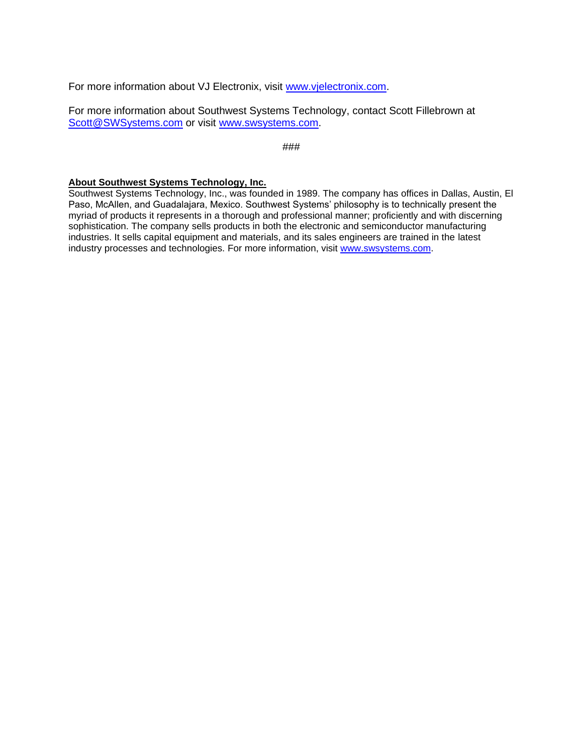For more information about VJ Electronix, visit www.vjelectronix.com.

For more information about Southwest Systems Technology, contact Scott Fillebrown at Scott@SWSystems.com or visit www.swsystems.com.

###

**About Southwest Systems Technology, Inc.**

Southwest Systems Technology, Inc., was founded in 1989. The company has offices in Dallas, Austin, El Paso, McAllen, and Guadalajara, Mexico. Southwest Systems' philosophy is to technically present the myriad of products it represents in a thorough and professional manner; proficiently and with discerning sophistication. The company sells products in both the electronic and semiconductor manufacturing industries. It sells capital equipment and materials, and its sales engineers are trained in the latest industry processes and technologies. For more information, visit www.swsystems.com.